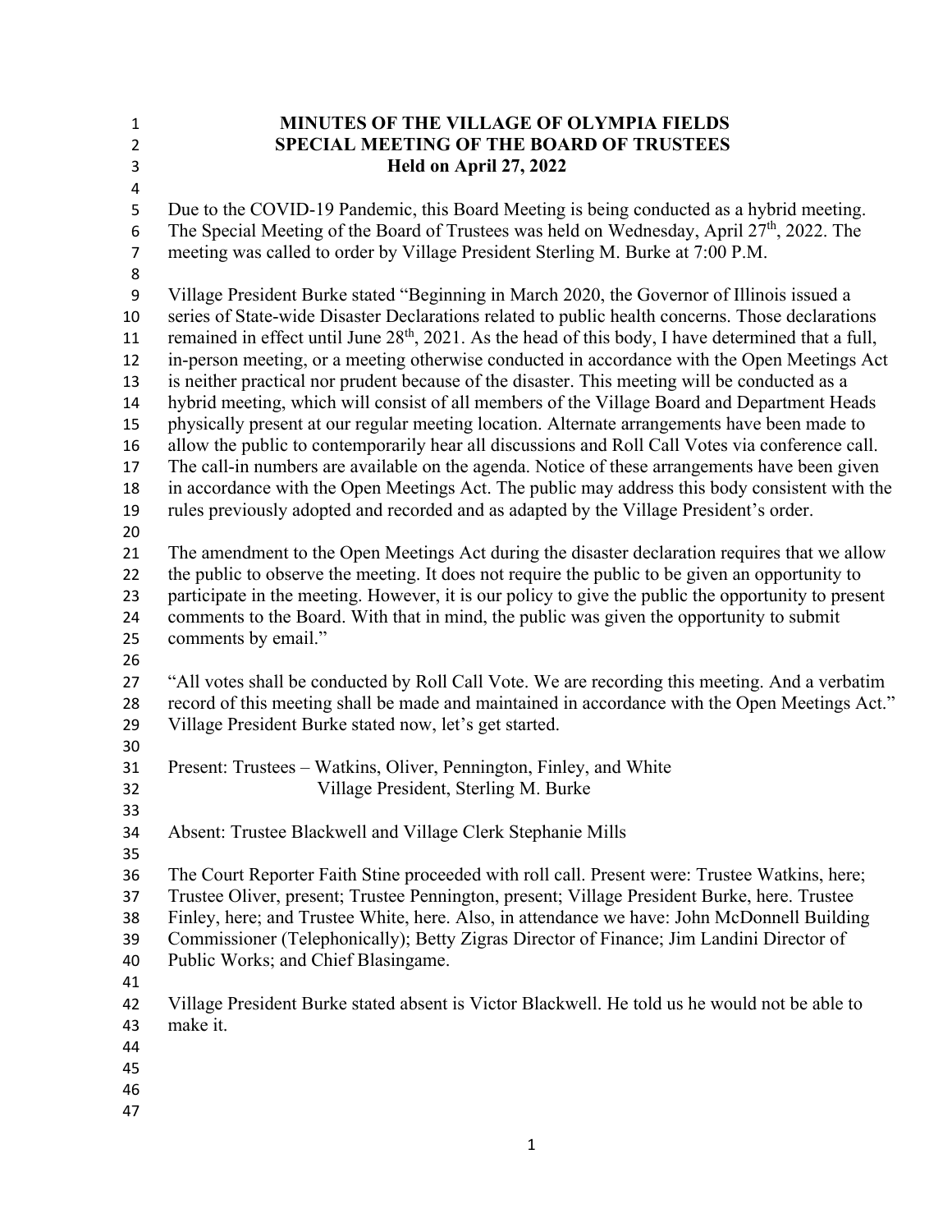# MINUTES OF THE VILLAGE OF OLYMPIA FIELDS
## SPECIAL MEETING OF THE BOARD OF TRUSTEES
### Held on April 27, 2022

Due to the COVID-19 Pandemic, this Board Meeting is being conducted as a hybrid meeting. The Special Meeting of the Board of Trustees was held on Wednesday, April 27th, 2022. The meeting was called to order by Village President Sterling M. Burke at 7:00 P.M.

Village President Burke stated "Beginning in March 2020, the Governor of Illinois issued a series of State-wide Disaster Declarations related to public health concerns. Those declarations remained in effect until June 28th, 2021. As the head of this body, I have determined that a full, in-person meeting, or a meeting otherwise conducted in accordance with the Open Meetings Act is neither practical nor prudent because of the disaster. This meeting will be conducted as a hybrid meeting, which will consist of all members of the Village Board and Department Heads physically present at our regular meeting location. Alternate arrangements have been made to allow the public to contemporarily hear all discussions and Roll Call Votes via conference call. The call-in numbers are available on the agenda. Notice of these arrangements have been given in accordance with the Open Meetings Act. The public may address this body consistent with the rules previously adopted and recorded and as adapted by the Village President's order.

The amendment to the Open Meetings Act during the disaster declaration requires that we allow the public to observe the meeting. It does not require the public to be given an opportunity to participate in the meeting. However, it is our policy to give the public the opportunity to present comments to the Board. With that in mind, the public was given the opportunity to submit comments by email."

"All votes shall be conducted by Roll Call Vote. We are recording this meeting. And a verbatim record of this meeting shall be made and maintained in accordance with the Open Meetings Act." Village President Burke stated now, let's get started.

Present: Trustees – Watkins, Oliver, Pennington, Finley, and White
Village President, Sterling M. Burke

Absent: Trustee Blackwell and Village Clerk Stephanie Mills

The Court Reporter Faith Stine proceeded with roll call. Present were: Trustee Watkins, here; Trustee Oliver, present; Trustee Pennington, present; Village President Burke, here. Trustee Finley, here; and Trustee White, here. Also, in attendance we have: John McDonnell Building Commissioner (Telephonically); Betty Zigras Director of Finance; Jim Landini Director of Public Works; and Chief Blasingame.

Village President Burke stated absent is Victor Blackwell. He told us he would not be able to make it.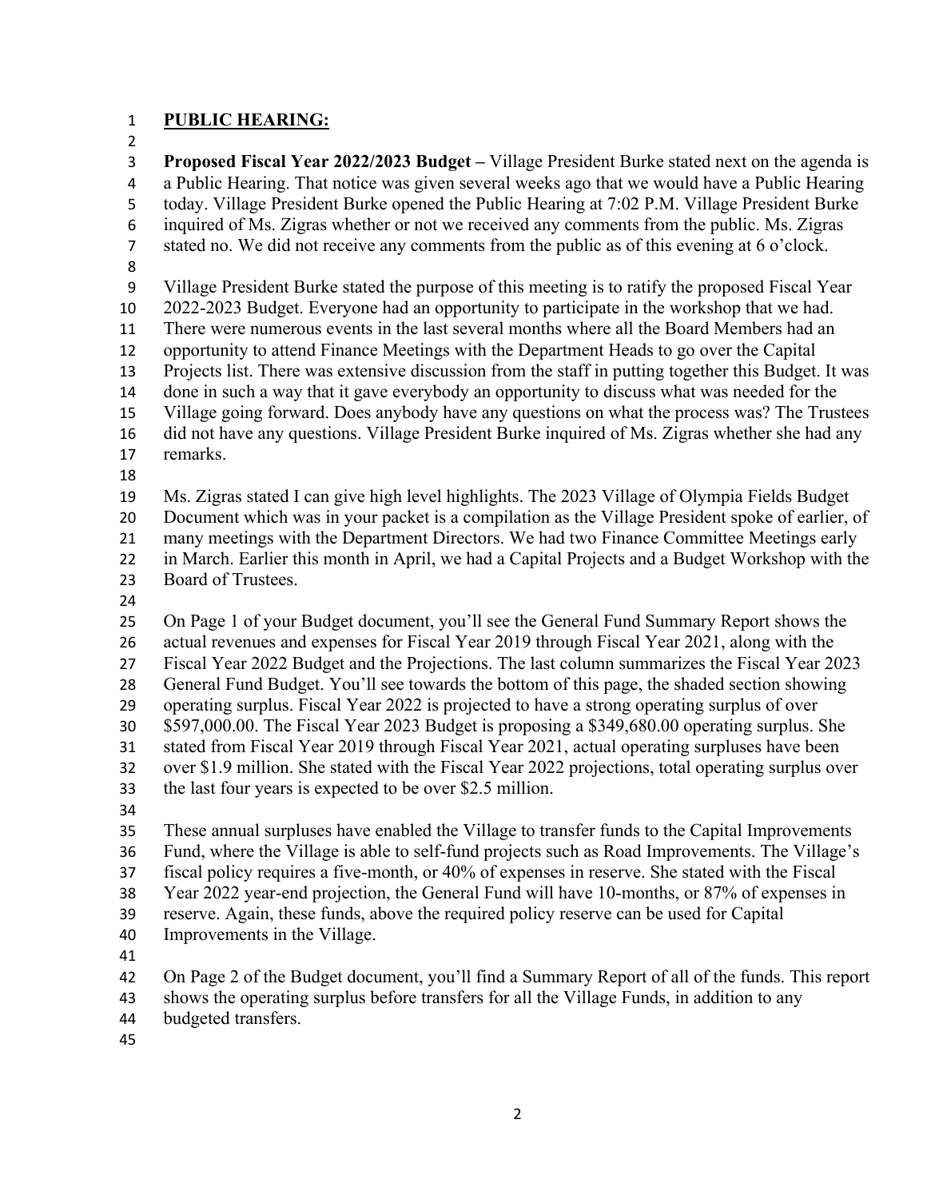**PUBLIC HEARING:**

**Proposed Fiscal Year 2022/2023 Budget –** Village President Burke stated next on the agenda is a Public Hearing. That notice was given several weeks ago that we would have a Public Hearing today. Village President Burke opened the Public Hearing at 7:02 P.M. Village President Burke inquired of Ms. Zigras whether or not we received any comments from the public. Ms. Zigras stated no. We did not receive any comments from the public as of this evening at 6 o'clock.

Village President Burke stated the purpose of this meeting is to ratify the proposed Fiscal Year 2022-2023 Budget. Everyone had an opportunity to participate in the workshop that we had. There were numerous events in the last several months where all the Board Members had an opportunity to attend Finance Meetings with the Department Heads to go over the Capital Projects list. There was extensive discussion from the staff in putting together this Budget. It was done in such a way that it gave everybody an opportunity to discuss what was needed for the Village going forward. Does anybody have any questions on what the process was? The Trustees did not have any questions. Village President Burke inquired of Ms. Zigras whether she had any remarks.

Ms. Zigras stated I can give high level highlights. The 2023 Village of Olympia Fields Budget Document which was in your packet is a compilation as the Village President spoke of earlier, of many meetings with the Department Directors. We had two Finance Committee Meetings early in March. Earlier this month in April, we had a Capital Projects and a Budget Workshop with the Board of Trustees.

On Page 1 of your Budget document, you'll see the General Fund Summary Report shows the actual revenues and expenses for Fiscal Year 2019 through Fiscal Year 2021, along with the Fiscal Year 2022 Budget and the Projections. The last column summarizes the Fiscal Year 2023 General Fund Budget. You'll see towards the bottom of this page, the shaded section showing operating surplus. Fiscal Year 2022 is projected to have a strong operating surplus of over $597,000.00. The Fiscal Year 2023 Budget is proposing a $349,680.00 operating surplus. She stated from Fiscal Year 2019 through Fiscal Year 2021, actual operating surpluses have been over $1.9 million. She stated with the Fiscal Year 2022 projections, total operating surplus over the last four years is expected to be over $2.5 million.

These annual surpluses have enabled the Village to transfer funds to the Capital Improvements Fund, where the Village is able to self-fund projects such as Road Improvements. The Village's fiscal policy requires a five-month, or 40% of expenses in reserve. She stated with the Fiscal Year 2022 year-end projection, the General Fund will have 10-months, or 87% of expenses in reserve. Again, these funds, above the required policy reserve can be used for Capital Improvements in the Village.

On Page 2 of the Budget document, you'll find a Summary Report of all of the funds. This report shows the operating surplus before transfers for all the Village Funds, in addition to any budgeted transfers.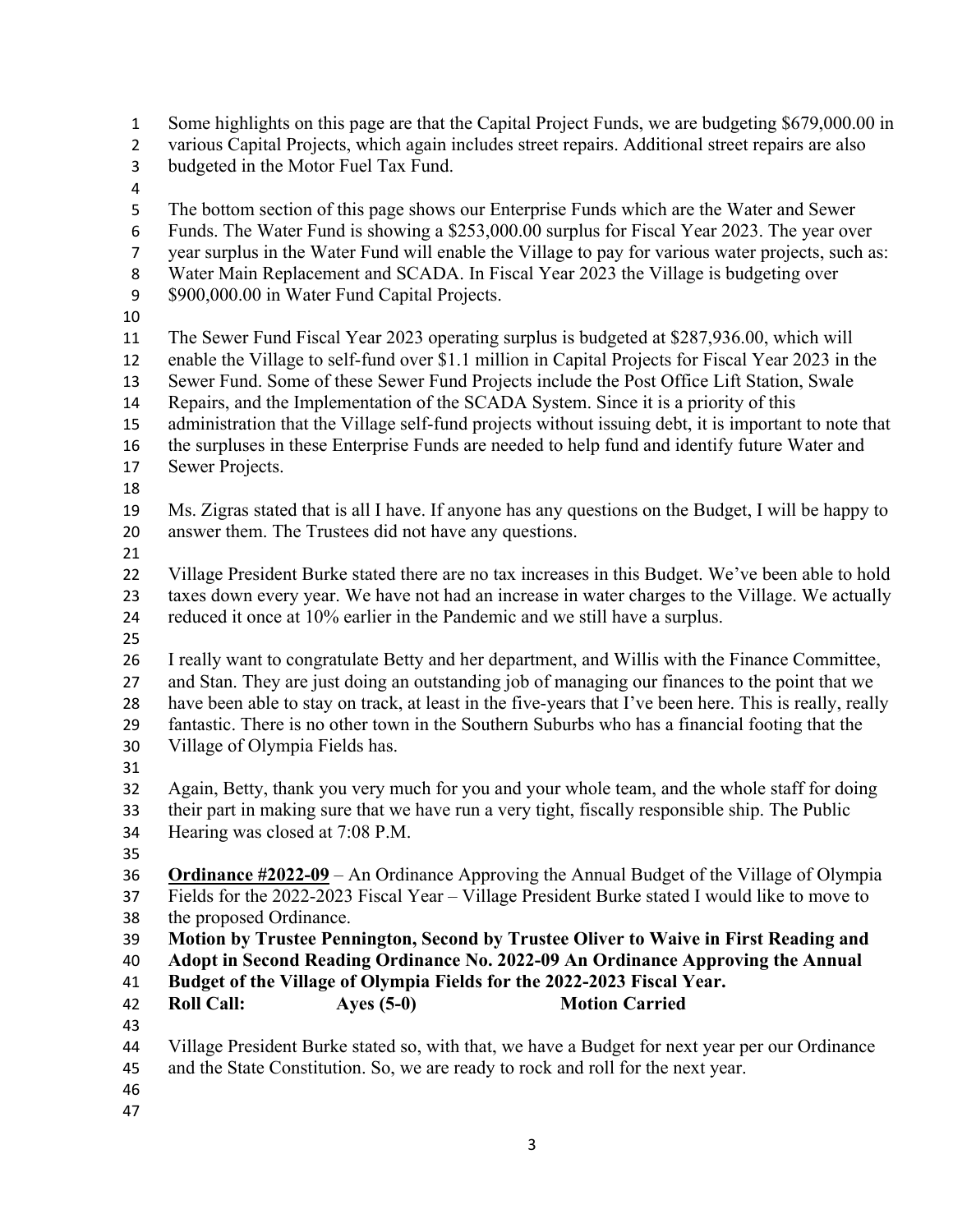Some highlights on this page are that the Capital Project Funds, we are budgeting $679,000.00 in various Capital Projects, which again includes street repairs. Additional street repairs are also budgeted in the Motor Fuel Tax Fund.

The bottom section of this page shows our Enterprise Funds which are the Water and Sewer Funds. The Water Fund is showing a $253,000.00 surplus for Fiscal Year 2023. The year over year surplus in the Water Fund will enable the Village to pay for various water projects, such as: Water Main Replacement and SCADA. In Fiscal Year 2023 the Village is budgeting over $900,000.00 in Water Fund Capital Projects.

The Sewer Fund Fiscal Year 2023 operating surplus is budgeted at $287,936.00, which will enable the Village to self-fund over $1.1 million in Capital Projects for Fiscal Year 2023 in the Sewer Fund. Some of these Sewer Fund Projects include the Post Office Lift Station, Swale Repairs, and the Implementation of the SCADA System. Since it is a priority of this administration that the Village self-fund projects without issuing debt, it is important to note that the surpluses in these Enterprise Funds are needed to help fund and identify future Water and Sewer Projects.

Ms. Zigras stated that is all I have. If anyone has any questions on the Budget, I will be happy to answer them. The Trustees did not have any questions.

Village President Burke stated there are no tax increases in this Budget. We've been able to hold taxes down every year. We have not had an increase in water charges to the Village. We actually reduced it once at 10% earlier in the Pandemic and we still have a surplus.

I really want to congratulate Betty and her department, and Willis with the Finance Committee, and Stan. They are just doing an outstanding job of managing our finances to the point that we have been able to stay on track, at least in the five-years that I've been here. This is really, really fantastic. There is no other town in the Southern Suburbs who has a financial footing that the Village of Olympia Fields has.

Again, Betty, thank you very much for you and your whole team, and the whole staff for doing their part in making sure that we have run a very tight, fiscally responsible ship. The Public Hearing was closed at 7:08 P.M.

**<u>Ordinance #2022-09</u>** – An Ordinance Approving the Annual Budget of the Village of Olympia Fields for the 2022-2023 Fiscal Year – Village President Burke stated I would like to move to the proposed Ordinance.

**Motion by Trustee Pennington, Second by Trustee Oliver to Waive in First Reading and Adopt in Second Reading Ordinance No. 2022-09 An Ordinance Approving the Annual Budget of the Village of Olympia Fields for the 2022-2023 Fiscal Year.**

**Roll Call: Ayes (5-0) Motion Carried**

Village President Burke stated so, with that, we have a Budget for next year per our Ordinance and the State Constitution. So, we are ready to rock and roll for the next year.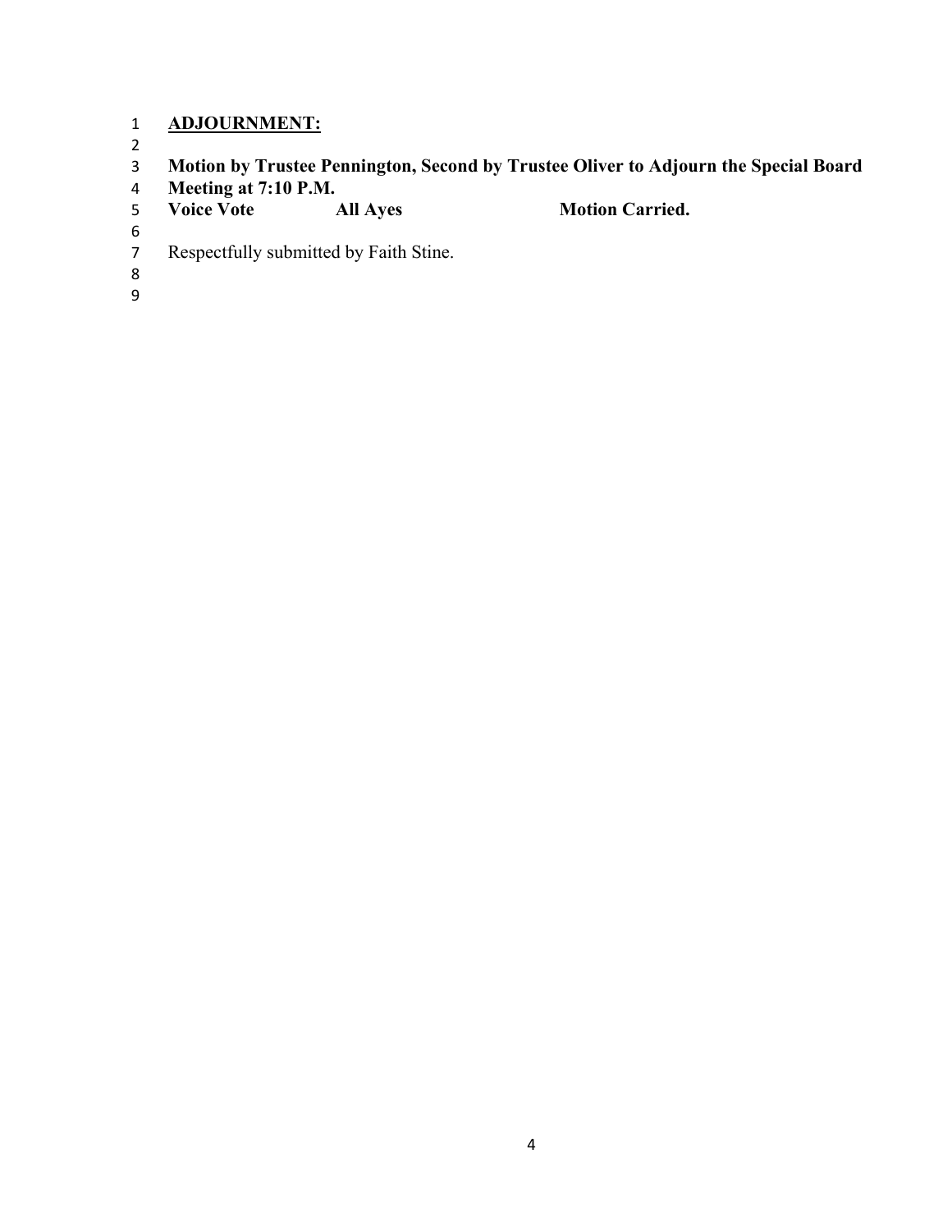**ADJOURNMENT:**

**Motion by Trustee Pennington, Second by Trustee Oliver to Adjourn the Special Board Meeting at 7:10 P.M.**
**Voice Vote All Ayes Motion Carried.**

Respectfully submitted by Faith Stine.